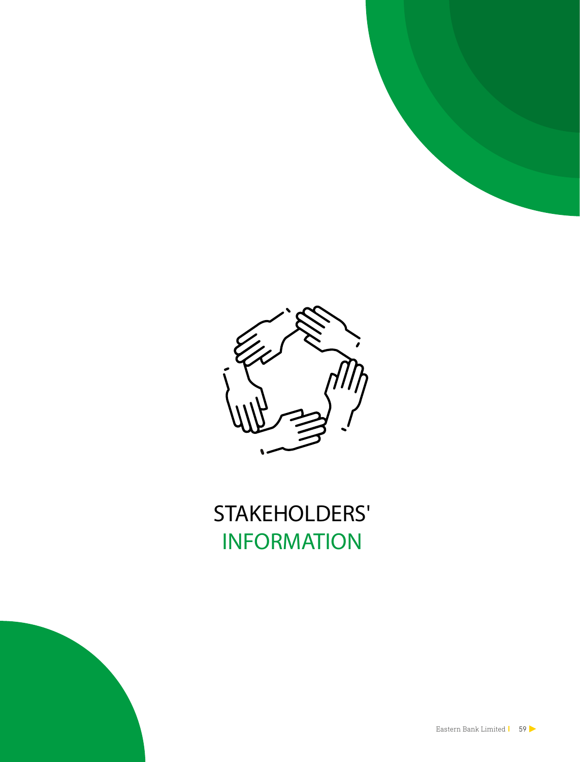# STAKEHOLDERS' INFORMATION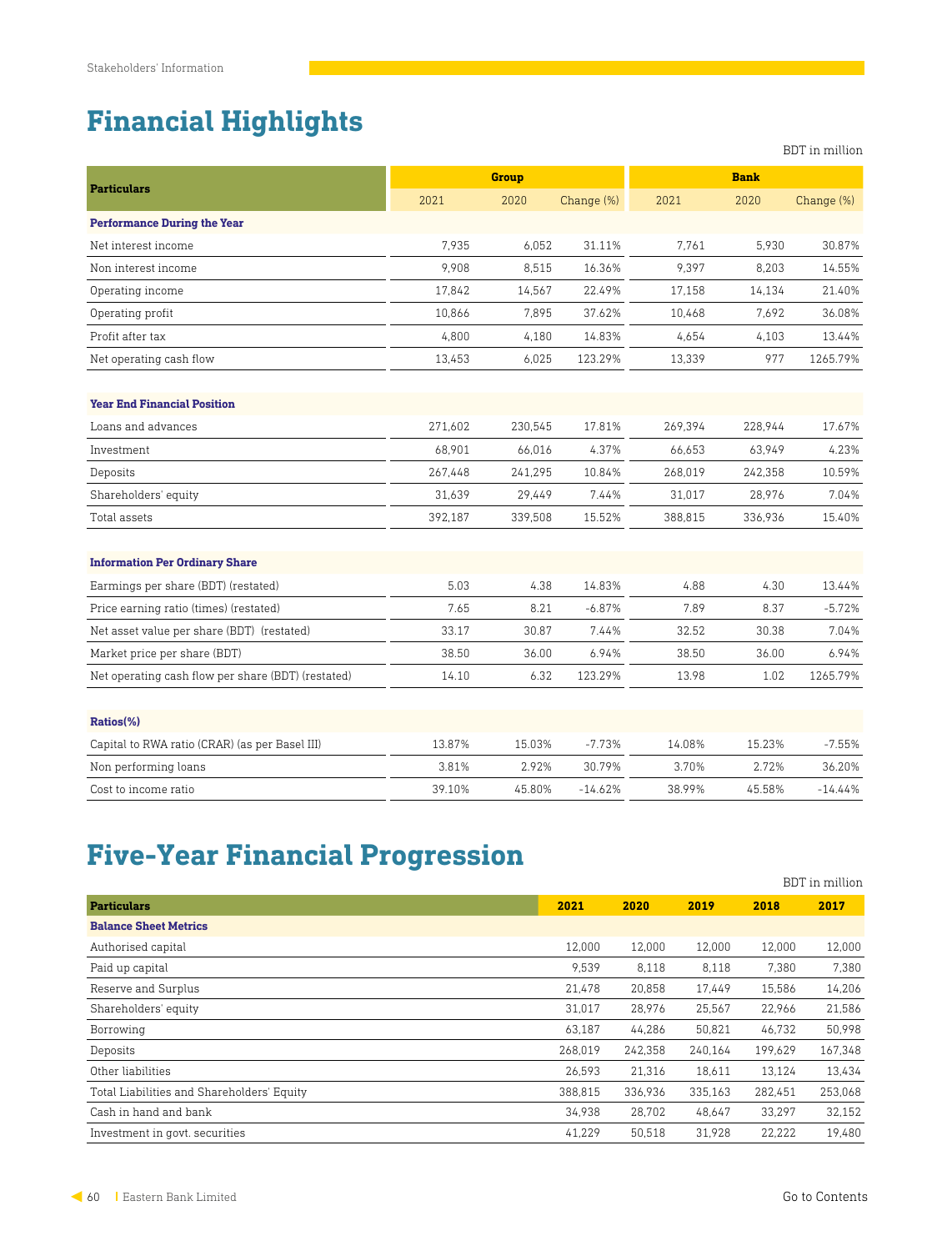# Financial Highlights

BDT in million

| Particulars | Group | | | Bank | | |
|---|---|---|---|---|---|---|
| | 2021 | 2020 | Change (%) | 2021 | 2020 | Change (%) |
| **Performance During the Year** | | | | | | |
| Net interest income | 7,935 | 6,052 | 31.11% | 7,761 | 5,930 | 30.87% |
| Non interest income | 9,908 | 8,515 | 16.36% | 9,397 | 8,203 | 14.55% |
| Operating income | 17,842 | 14,567 | 22.49% | 17,158 | 14,134 | 21.40% |
| Operating profit | 10,866 | 7,895 | 37.62% | 10,468 | 7,692 | 36.08% |
| Profit after tax | 4,800 | 4,180 | 14.83% | 4,654 | 4,103 | 13.44% |
| Net operating cash flow | 13,453 | 6,025 | 123.29% | 13,339 | 977 | 1265.79% |
| **Year End Financial Position** | | | | | | |
| Loans and advances | 271,602 | 230,545 | 17.81% | 269,394 | 228,944 | 17.67% |
| Investment | 68,901 | 66,016 | 4.37% | 66,653 | 63,949 | 4.23% |
| Deposits | 267,448 | 241,295 | 10.84% | 268,019 | 242,358 | 10.59% |
| Shareholders' equity | 31,639 | 29,449 | 7.44% | 31,017 | 28,976 | 7.04% |
| Total assets | 392,187 | 339,508 | 15.52% | 388,815 | 336,936 | 15.40% |
| **Information Per Ordinary Share** | | | | | | |
| Earnings per share (BDT) (restated) | 5.03 | 4.38 | 14.83% | 4.88 | 4.30 | 13.44% |
| Price earning ratio (times) (restated) | 7.65 | 8.21 | -6.87% | 7.89 | 8.37 | -5.72% |
| Net asset value per share (BDT) (restated) | 33.17 | 30.87 | 7.44% | 32.52 | 30.38 | 7.04% |
| Market price per share (BDT) | 38.50 | 36.00 | 6.94% | 38.50 | 36.00 | 6.94% |
| Net operating cash flow per share (BDT) (restated) | 14.10 | 6.32 | 123.29% | 13.98 | 1.02 | 1265.79% |
| **Ratios(%)** | | | | | | |
| Capital to RWA ratio (CRAR) (as per Basel III) | 13.87% | 15.03% | -7.73% | 14.08% | 15.23% | -7.55% |
| Non performing loans | 3.81% | 2.92% | 30.79% | 3.70% | 2.72% | 36.20% |
| Cost to income ratio | 39.10% | 45.80% | -14.62% | 38.99% | 45.58% | -14.44% |

# Five-Year Financial Progression

BDT in million

| Particulars | 2021 | 2020 | 2019 | 2018 | 2017 |
|---|---|---|---|---|---|
| **Balance Sheet Metrics** | | | | | |
| Authorised capital | 12,000 | 12,000 | 12,000 | 12,000 | 12,000 |
| Paid up capital | 9,539 | 8,118 | 8,118 | 7,380 | 7,380 |
| Reserve and Surplus | 21,478 | 20,858 | 17,449 | 15,586 | 14,206 |
| Shareholders' equity | 31,017 | 28,976 | 25,567 | 22,966 | 21,586 |
| Borrowing | 63,187 | 44,286 | 50,821 | 46,732 | 50,998 |
| Deposits | 268,019 | 242,358 | 240,164 | 199,629 | 167,348 |
| Other liabilities | 26,593 | 21,316 | 18,611 | 13,124 | 13,434 |
| Total Liabilities and Shareholders' Equity | 388,815 | 336,936 | 335,163 | 282,451 | 253,068 |
| Cash in hand and bank | 34,938 | 28,702 | 48,647 | 33,297 | 32,152 |
| Investment in govt. securities | 41,229 | 50,518 | 31,928 | 22,222 | 19,480 |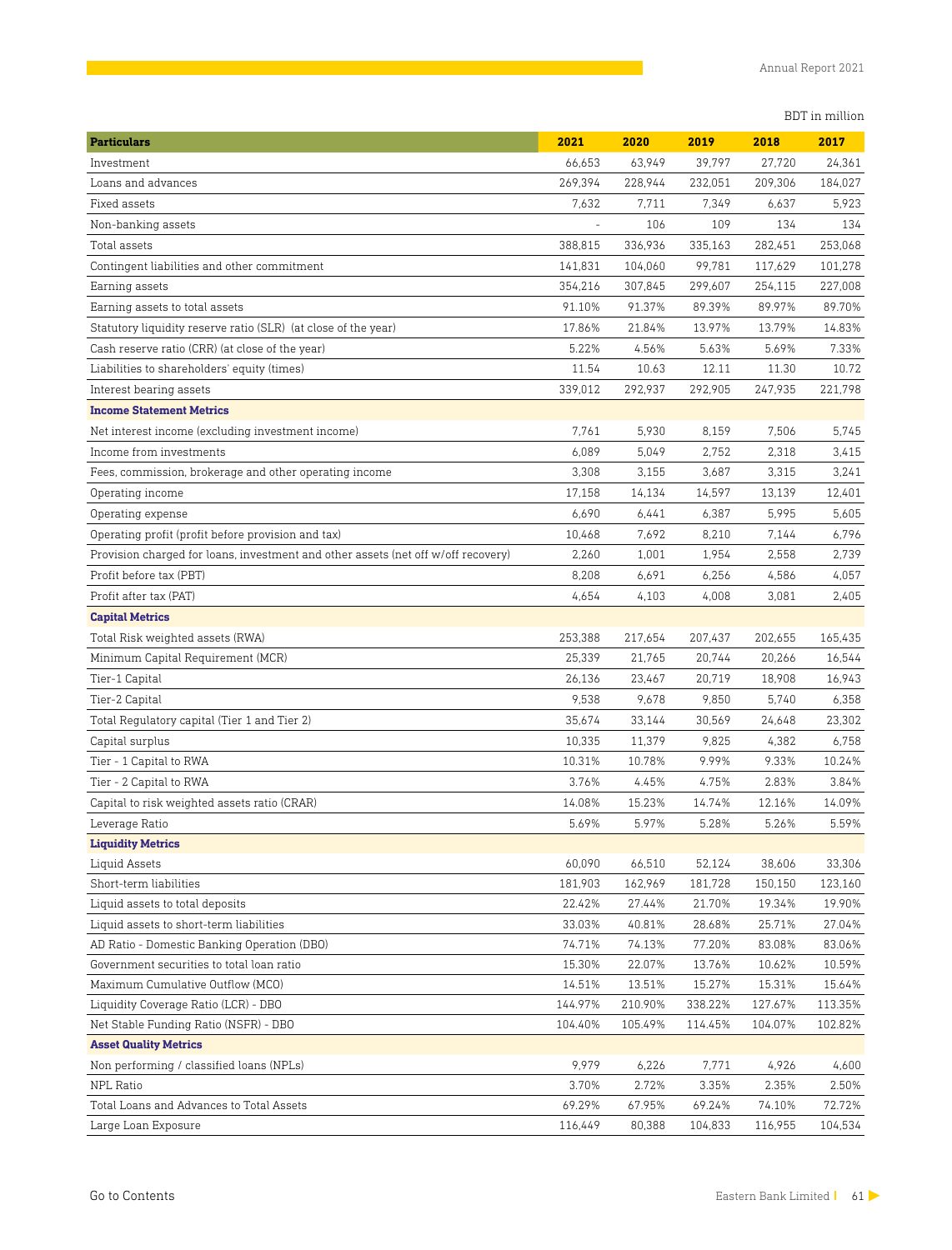BDT in million

| Particulars | 2021 | 2020 | 2019 | 2018 | 2017 |
|---|---|---|---|---|---|
| Investment | 66,653 | 63,949 | 39,797 | 27,720 | 24,361 |
| Loans and advances | 269,394 | 228,944 | 232,051 | 209,306 | 184,027 |
| Fixed assets | 7,632 | 7,711 | 7,349 | 6,637 | 5,923 |
| Non-banking assets | - | 106 | 109 | 134 | 134 |
| Total assets | 388,815 | 336,936 | 335,163 | 282,451 | 253,068 |
| Contingent liabilities and other commitment | 141,831 | 104,060 | 99,781 | 117,629 | 101,278 |
| Earning assets | 354,216 | 307,845 | 299,607 | 254,115 | 227,008 |
| Earning assets to total assets | 91.10% | 91.37% | 89.39% | 89.97% | 89.70% |
| Statutory liquidity reserve ratio (SLR) (at close of the year) | 17.86% | 21.84% | 13.97% | 13.79% | 14.83% |
| Cash reserve ratio (CRR) (at close of the year) | 5.22% | 4.56% | 5.63% | 5.69% | 7.33% |
| Liabilities to shareholders' equity (times) | 11.54 | 10.63 | 12.11 | 11.30 | 10.72 |
| Interest bearing assets | 339,012 | 292,937 | 292,905 | 247,935 | 221,798 |
| **Income Statement Metrics** | | | | | |
| Net interest income (excluding investment income) | 7,761 | 5,930 | 8,159 | 7,506 | 5,745 |
| Income from investments | 6,089 | 5,049 | 2,752 | 2,318 | 3,415 |
| Fees, commission, brokerage and other operating income | 3,308 | 3,155 | 3,687 | 3,315 | 3,241 |
| Operating income | 17,158 | 14,134 | 14,597 | 13,139 | 12,401 |
| Operating expense | 6,690 | 6,441 | 6,387 | 5,995 | 5,605 |
| Operating profit (profit before provision and tax) | 10,468 | 7,692 | 8,210 | 7,144 | 6,796 |
| Provision charged for loans, investment and other assets (net off w/off recovery) | 2,260 | 1,001 | 1,954 | 2,558 | 2,739 |
| Profit before tax (PBT) | 8,208 | 6,691 | 6,256 | 4,586 | 4,057 |
| Profit after tax (PAT) | 4,654 | 4,103 | 4,008 | 3,081 | 2,405 |
| **Capital Metrics** | | | | | |
| Total Risk weighted assets (RWA) | 253,388 | 217,654 | 207,437 | 202,655 | 165,435 |
| Minimum Capital Requirement (MCR) | 25,339 | 21,765 | 20,744 | 20,266 | 16,544 |
| Tier-1 Capital | 26,136 | 23,467 | 20,719 | 18,908 | 16,943 |
| Tier-2 Capital | 9,538 | 9,678 | 9,850 | 5,740 | 6,358 |
| Total Regulatory capital (Tier 1 and Tier 2) | 35,674 | 33,144 | 30,569 | 24,648 | 23,302 |
| Capital surplus | 10,335 | 11,379 | 9,825 | 4,382 | 6,758 |
| Tier - 1 Capital to RWA | 10.31% | 10.78% | 9.99% | 9.33% | 10.24% |
| Tier - 2 Capital to RWA | 3.76% | 4.45% | 4.75% | 2.83% | 3.84% |
| Capital to risk weighted assets ratio (CRAR) | 14.08% | 15.23% | 14.74% | 12.16% | 14.09% |
| Leverage Ratio | 5.69% | 5.97% | 5.28% | 5.26% | 5.59% |
| **Liquidity Metrics** | | | | | |
| Liquid Assets | 60,090 | 66,510 | 52,124 | 38,606 | 33,306 |
| Short-term liabilities | 181,903 | 162,969 | 181,728 | 150,150 | 123,160 |
| Liquid assets to total deposits | 22.42% | 27.44% | 21.70% | 19.34% | 19.90% |
| Liquid assets to short-term liabilities | 33.03% | 40.81% | 28.68% | 25.71% | 27.04% |
| AD Ratio - Domestic Banking Operation (DBO) | 74.71% | 74.13% | 77.20% | 83.08% | 83.06% |
| Government securities to total loan ratio | 15.30% | 22.07% | 13.76% | 10.62% | 10.59% |
| Maximum Cumulative Outflow (MCO) | 14.51% | 13.51% | 15.27% | 15.31% | 15.64% |
| Liquidity Coverage Ratio (LCR) - DBO | 144.97% | 210.90% | 338.22% | 127.67% | 113.35% |
| Net Stable Funding Ratio (NSFR) - DBO | 104.40% | 105.49% | 114.45% | 104.07% | 102.82% |
| **Asset Quality Metrics** | | | | | |
| Non performing / classified loans (NPLs) | 9,979 | 6,226 | 7,771 | 4,926 | 4,600 |
| NPL Ratio | 3.70% | 2.72% | 3.35% | 2.35% | 2.50% |
| Total Loans and Advances to Total Assets | 69.29% | 67.95% | 69.24% | 74.10% | 72.72% |
| Large Loan Exposure | 116,449 | 80,388 | 104,833 | 116,955 | 104,534 |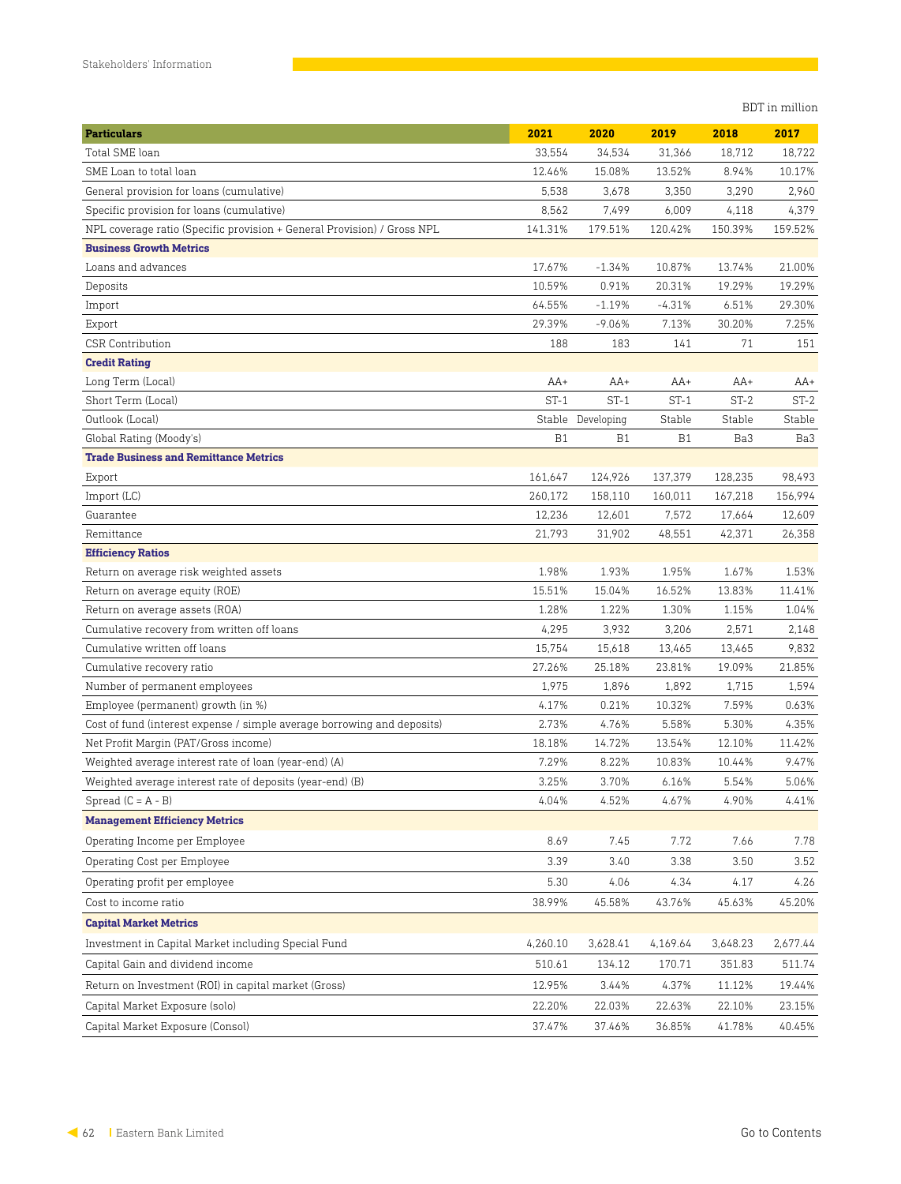BDT in million

| Particulars | 2021 | 2020 | 2019 | 2018 | 2017 |
|---|---|---|---|---|---|
| Total SME loan | 33,554 | 34,534 | 31,366 | 18,712 | 18,722 |
| SME Loan to total loan | 12.46% | 15.08% | 13.52% | 8.94% | 10.17% |
| General provision for loans (cumulative) | 5,538 | 3,678 | 3,350 | 3,290 | 2,960 |
| Specific provision for loans (cumulative) | 8,562 | 7,499 | 6,009 | 4,118 | 4,379 |
| NPL coverage ratio (Specific provision + General Provision) / Gross NPL | 141.31% | 179.51% | 120.42% | 150.39% | 159.52% |
| **Business Growth Metrics** | | | | | |
| Loans and advances | 17.67% | -1.34% | 10.87% | 13.74% | 21.00% |
| Deposits | 10.59% | 0.91% | 20.31% | 19.29% | 19.29% |
| Import | 64.55% | -1.19% | -4.31% | 6.51% | 29.30% |
| Export | 29.39% | -9.06% | 7.13% | 30.20% | 7.25% |
| CSR Contribution | 188 | 183 | 141 | 71 | 151 |
| **Credit Rating** | | | | | |
| Long Term (Local) | AA+ | AA+ | AA+ | AA+ | AA+ |
| Short Term (Local) | ST-1 | ST-1 | ST-1 | ST-2 | ST-2 |
| Outlook (Local) | Stable | Developing | Stable | Stable | Stable |
| Global Rating (Moody's) | B1 | B1 | B1 | Ba3 | Ba3 |
| **Trade Business and Remittance Metrics** | | | | | |
| Export | 161,647 | 124,926 | 137,379 | 128,235 | 98,493 |
| Import (LC) | 260,172 | 158,110 | 160,011 | 167,218 | 156,994 |
| Guarantee | 12,236 | 12,601 | 7,572 | 17,664 | 12,609 |
| Remittance | 21,793 | 31,902 | 48,551 | 42,371 | 26,358 |
| **Efficiency Ratios** | | | | | |
| Return on average risk weighted assets | 1.98% | 1.93% | 1.95% | 1.67% | 1.53% |
| Return on average equity (ROE) | 15.51% | 15.04% | 16.52% | 13.83% | 11.41% |
| Return on average assets (ROA) | 1.28% | 1.22% | 1.30% | 1.15% | 1.04% |
| Cumulative recovery from written off loans | 4,295 | 3,932 | 3,206 | 2,571 | 2,148 |
| Cumulative written off loans | 15,754 | 15,618 | 13,465 | 13,465 | 9,832 |
| Cumulative recovery ratio | 27.26% | 25.18% | 23.81% | 19.09% | 21.85% |
| Number of permanent employees | 1,975 | 1,896 | 1,892 | 1,715 | 1,594 |
| Employee (permanent) growth (in %) | 4.17% | 0.21% | 10.32% | 7.59% | 0.63% |
| Cost of fund (interest expense / simple average borrowing and deposits) | 2.73% | 4.76% | 5.58% | 5.30% | 4.35% |
| Net Profit Margin (PAT/Gross income) | 18.18% | 14.72% | 13.54% | 12.10% | 11.42% |
| Weighted average interest rate of loan (year-end) (A) | 7.29% | 8.22% | 10.83% | 10.44% | 9.47% |
| Weighted average interest rate of deposits (year-end) (B) | 3.25% | 3.70% | 6.16% | 5.54% | 5.06% |
| Spread (C = A - B) | 4.04% | 4.52% | 4.67% | 4.90% | 4.41% |
| **Management Efficiency Metrics** | | | | | |
| Operating Income per Employee | 8.69 | 7.45 | 7.72 | 7.66 | 7.78 |
| Operating Cost per Employee | 3.39 | 3.40 | 3.38 | 3.50 | 3.52 |
| Operating profit per employee | 5.30 | 4.06 | 4.34 | 4.17 | 4.26 |
| Cost to income ratio | 38.99% | 45.58% | 43.76% | 45.63% | 45.20% |
| **Capital Market Metrics** | | | | | |
| Investment in Capital Market including Special Fund | 4,260.10 | 3,628.41 | 4,169.64 | 3,648.23 | 2,677.44 |
| Capital Gain and dividend income | 510.61 | 134.12 | 170.71 | 351.83 | 511.74 |
| Return on Investment (ROI) in capital market (Gross) | 12.95% | 3.44% | 4.37% | 11.12% | 19.44% |
| Capital Market Exposure (solo) | 22.20% | 22.03% | 22.63% | 22.10% | 23.15% |
| Capital Market Exposure (Consol) | 37.47% | 37.46% | 36.85% | 41.78% | 40.45% |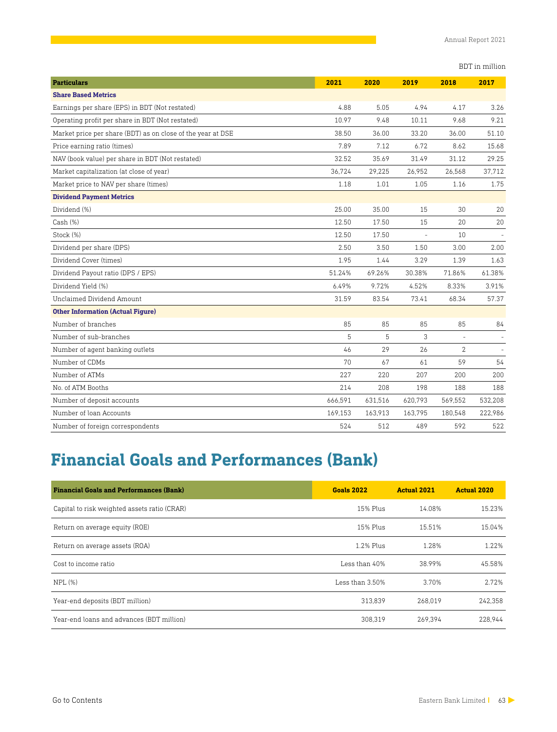BDT in million

| Particulars | 2021 | 2020 | 2019 | 2018 | 2017 |
|---|---|---|---|---|---|
| **Share Based Metrics** | | | | | |
| Earnings per share (EPS) in BDT (Not restated) | 4.88 | 5.05 | 4.94 | 4.17 | 3.26 |
| Operating profit per share in BDT (Not restated) | 10.97 | 9.48 | 10.11 | 9.68 | 9.21 |
| Market price per share (BDT) as on close of the year at DSE | 38.50 | 36.00 | 33.20 | 36.00 | 51.10 |
| Price earning ratio (times) | 7.89 | 7.12 | 6.72 | 8.62 | 15.68 |
| NAV (book value) per share in BDT (Not restated) | 32.52 | 35.69 | 31.49 | 31.12 | 29.25 |
| Market capitalization (at close of year) | 36,724 | 29,225 | 26,952 | 26,568 | 37,712 |
| Market price to NAV per share (times) | 1.18 | 1.01 | 1.05 | 1.16 | 1.75 |
| **Dividend Payment Metrics** | | | | | |
| Dividend (%) | 25.00 | 35.00 | 15 | 30 | 20 |
| Cash (%) | 12.50 | 17.50 | 15 | 20 | 20 |
| Stock (%) | 12.50 | 17.50 | - | 10 | - |
| Dividend per share (DPS) | 2.50 | 3.50 | 1.50 | 3.00 | 2.00 |
| Dividend Cover (times) | 1.95 | 1.44 | 3.29 | 1.39 | 1.63 |
| Dividend Payout ratio (DPS / EPS) | 51.24% | 69.26% | 30.38% | 71.86% | 61.38% |
| Dividend Yield (%) | 6.49% | 9.72% | 4.52% | 8.33% | 3.91% |
| Unclaimed Dividend Amount | 31.59 | 83.54 | 73.41 | 68.34 | 57.37 |
| **Other Information (Actual Figure)** | | | | | |
| Number of branches | 85 | 85 | 85 | 85 | 84 |
| Number of sub-branches | 5 | 5 | 3 | - | - |
| Number of agent banking outlets | 46 | 29 | 26 | 2 | - |
| Number of CDMs | 70 | 67 | 61 | 59 | 54 |
| Number of ATMs | 227 | 220 | 207 | 200 | 200 |
| No. of ATM Booths | 214 | 208 | 198 | 188 | 188 |
| Number of deposit accounts | 666,591 | 631,516 | 620,793 | 569,552 | 532,208 |
| Number of loan Accounts | 169,153 | 163,913 | 163,795 | 180,548 | 222,986 |
| Number of foreign correspondents | 524 | 512 | 489 | 592 | 522 |

# Financial Goals and Performances (Bank)

| Financial Goals and Performances (Bank) | Goals 2022 | Actual 2021 | Actual 2020 |
|---|---|---|---|
| Capital to risk weighted assets ratio (CRAR) | 15% Plus | 14.08% | 15.23% |
| Return on average equity (ROE) | 15% Plus | 15.51% | 15.04% |
| Return on average assets (ROA) | 1.2% Plus | 1.28% | 1.22% |
| Cost to income ratio | Less than 40% | 38.99% | 45.58% |
| NPL (%) | Less than 3.50% | 3.70% | 2.72% |
| Year-end deposits (BDT million) | 313,839 | 268,019 | 242,358 |
| Year-end loans and advances (BDT million) | 308,319 | 269,394 | 228,944 |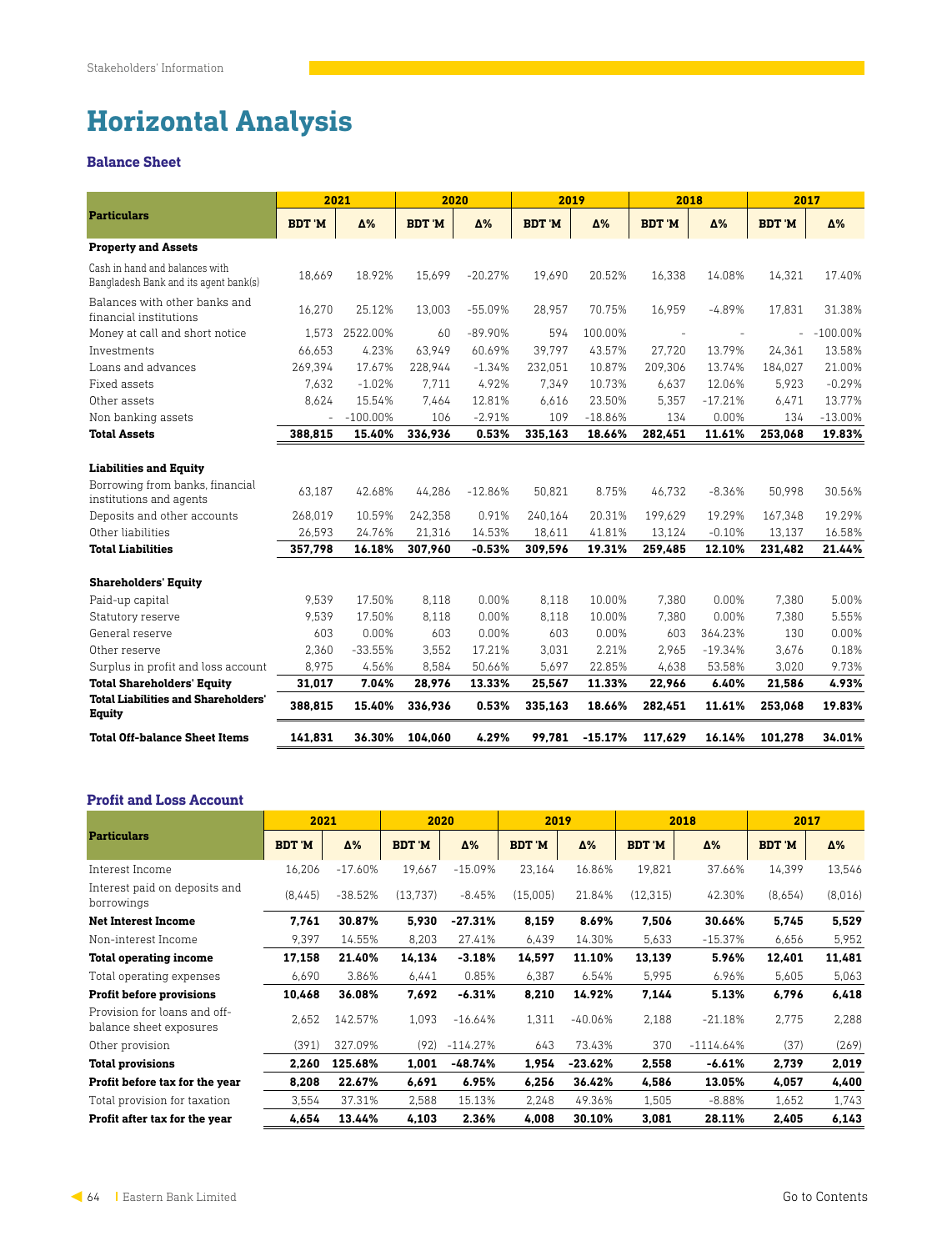# Horizontal Analysis

## Balance Sheet

| Particulars | 2021 | | 2020 | | 2019 | | 2018 | | 2017 | |
|---|---|---|---|---|---|---|---|---|---|---|
| | BDT 'M | Δ% | BDT 'M | Δ% | BDT 'M | Δ% | BDT 'M | Δ% | BDT 'M | Δ% |
| **Property and Assets** | | | | | | | | | | |
| Cash in hand and balances with Bangladesh Bank and its agent bank(s) | 18,669 | 18.92% | 15,699 | -20.27% | 19,690 | 20.52% | 16,338 | 14.08% | 14,321 | 17.40% |
| Balances with other banks and financial institutions | 16,270 | 25.12% | 13,003 | -55.09% | 28,957 | 70.75% | 16,959 | -4.89% | 17,831 | 31.38% |
| Money at call and short notice | 1,573 | 2522.00% | 60 | -89.90% | 594 | 100.00% | - | - | - | -100.00% |
| Investments | 66,653 | 4.23% | 63,949 | 60.69% | 39,797 | 43.57% | 27,720 | 13.79% | 24,361 | 13.58% |
| Loans and advances | 269,394 | 17.67% | 228,944 | -1.34% | 232,051 | 10.87% | 209,306 | 13.74% | 184,027 | 21.00% |
| Fixed assets | 7,632 | -1.02% | 7,711 | 4.92% | 7,349 | 10.73% | 6,637 | 12.06% | 5,923 | -0.29% |
| Other assets | 8,624 | 15.54% | 7,464 | 12.81% | 6,616 | 23.50% | 5,357 | -17.21% | 6,471 | 13.77% |
| Non banking assets | - | -100.00% | 106 | -2.91% | 109 | -18.86% | 134 | 0.00% | 134 | -13.00% |
| **Total Assets** | **388,815** | **15.40%** | **336,936** | **0.53%** | **335,163** | **18.66%** | **282,451** | **11.61%** | **253,068** | **19.83%** |
| **Liabilities and Equity** | | | | | | | | | | |
| Borrowing from banks, financial institutions and agents | 63,187 | 42.68% | 44,286 | -12.86% | 50,821 | 8.75% | 46,732 | -8.36% | 50,998 | 30.56% |
| Deposits and other accounts | 268,019 | 10.59% | 242,358 | 0.91% | 240,164 | 20.31% | 199,629 | 19.29% | 167,348 | 19.29% |
| Other liabilities | 26,593 | 24.76% | 21,316 | 14.53% | 18,611 | 41.81% | 13,124 | -0.10% | 13,137 | 16.58% |
| **Total Liabilities** | **357,798** | **16.18%** | **307,960** | **-0.53%** | **309,596** | **19.31%** | **259,485** | **12.10%** | **231,482** | **21.44%** |
| **Shareholders' Equity** | | | | | | | | | | |
| Paid-up capital | 9,539 | 17.50% | 8,118 | 0.00% | 8,118 | 10.00% | 7,380 | 0.00% | 7,380 | 5.00% |
| Statutory reserve | 9,539 | 17.50% | 8,118 | 0.00% | 8,118 | 10.00% | 7,380 | 0.00% | 7,380 | 5.55% |
| General reserve | 603 | 0.00% | 603 | 0.00% | 603 | 0.00% | 603 | 364.23% | 130 | 0.00% |
| Other reserve | 2,360 | -33.55% | 3,552 | 17.21% | 3,031 | 2.21% | 2,965 | -19.34% | 3,676 | 0.18% |
| Surplus in profit and loss account | 8,975 | 4.56% | 8,584 | 50.66% | 5,697 | 22.85% | 4,638 | 53.58% | 3,020 | 9.73% |
| **Total Shareholders' Equity** | **31,017** | **7.04%** | **28,976** | **13.33%** | **25,567** | **11.33%** | **22,966** | **6.40%** | **21,586** | **4.93%** |
| **Total Liabilities and Shareholders' Equity** | **388,815** | **15.40%** | **336,936** | **0.53%** | **335,163** | **18.66%** | **282,451** | **11.61%** | **253,068** | **19.83%** |
| **Total Off-balance Sheet Items** | **141,831** | **36.30%** | **104,060** | **4.29%** | **99,781** | **-15.17%** | **117,629** | **16.14%** | **101,278** | **34.01%** |

## Profit and Loss Account

| Particulars | 2021 | | 2020 | | 2019 | | 2018 | | 2017 | |
|---|---|---|---|---|---|---|---|---|---|---|
| | BDT 'M | Δ% | BDT 'M | Δ% | BDT 'M | Δ% | BDT 'M | Δ% | BDT 'M | Δ% |
| Interest Income | 16,206 | -17.60% | 19,667 | -15.09% | 23,164 | 16.86% | 19,821 | 37.66% | 14,399 | 13,546 |
| Interest paid on deposits and borrowings | (8,445) | -38.52% | (13,737) | -8.45% | (15,005) | 21.84% | (12,315) | 42.30% | (8,654) | (8,016) |
| **Net Interest Income** | **7,761** | **30.87%** | **5,930** | **-27.31%** | **8,159** | **8.69%** | **7,506** | **30.66%** | **5,745** | **5,529** |
| Non-interest Income | 9,397 | 14.55% | 8,203 | 27.41% | 6,439 | 14.30% | 5,633 | -15.37% | 6,656 | 5,952 |
| **Total operating income** | **17,158** | **21.40%** | **14,134** | **-3.18%** | **14,597** | **11.10%** | **13,139** | **5.96%** | **12,401** | **11,481** |
| Total operating expenses | 6,690 | 3.86% | 6,441 | 0.85% | 6,387 | 6.54% | 5,995 | 6.96% | 5,605 | 5,063 |
| **Profit before provisions** | **10,468** | **36.08%** | **7,692** | **-6.31%** | **8,210** | **14.92%** | **7,144** | **5.13%** | **6,796** | **6,418** |
| Provision for loans and off-balance sheet exposures | 2,652 | 142.57% | 1,093 | -16.64% | 1,311 | -40.06% | 2,188 | -21.18% | 2,775 | 2,288 |
| Other provision | (391) | 327.09% | (92) | -114.27% | 643 | 73.43% | 370 | -1114.64% | (37) | (269) |
| **Total provisions** | **2,260** | **125.68%** | **1,001** | **-48.74%** | **1,954** | **-23.62%** | **2,558** | **-6.61%** | **2,739** | **2,019** |
| **Profit before tax for the year** | **8,208** | **22.67%** | **6,691** | **6.95%** | **6,256** | **36.42%** | **4,586** | **13.05%** | **4,057** | **4,400** |
| Total provision for taxation | 3,554 | 37.31% | 2,588 | 15.13% | 2,248 | 49.36% | 1,505 | -8.88% | 1,652 | 1,743 |
| **Profit after tax for the year** | **4,654** | **13.44%** | **4,103** | **2.36%** | **4,008** | **30.10%** | **3,081** | **28.11%** | **2,405** | **6,143** |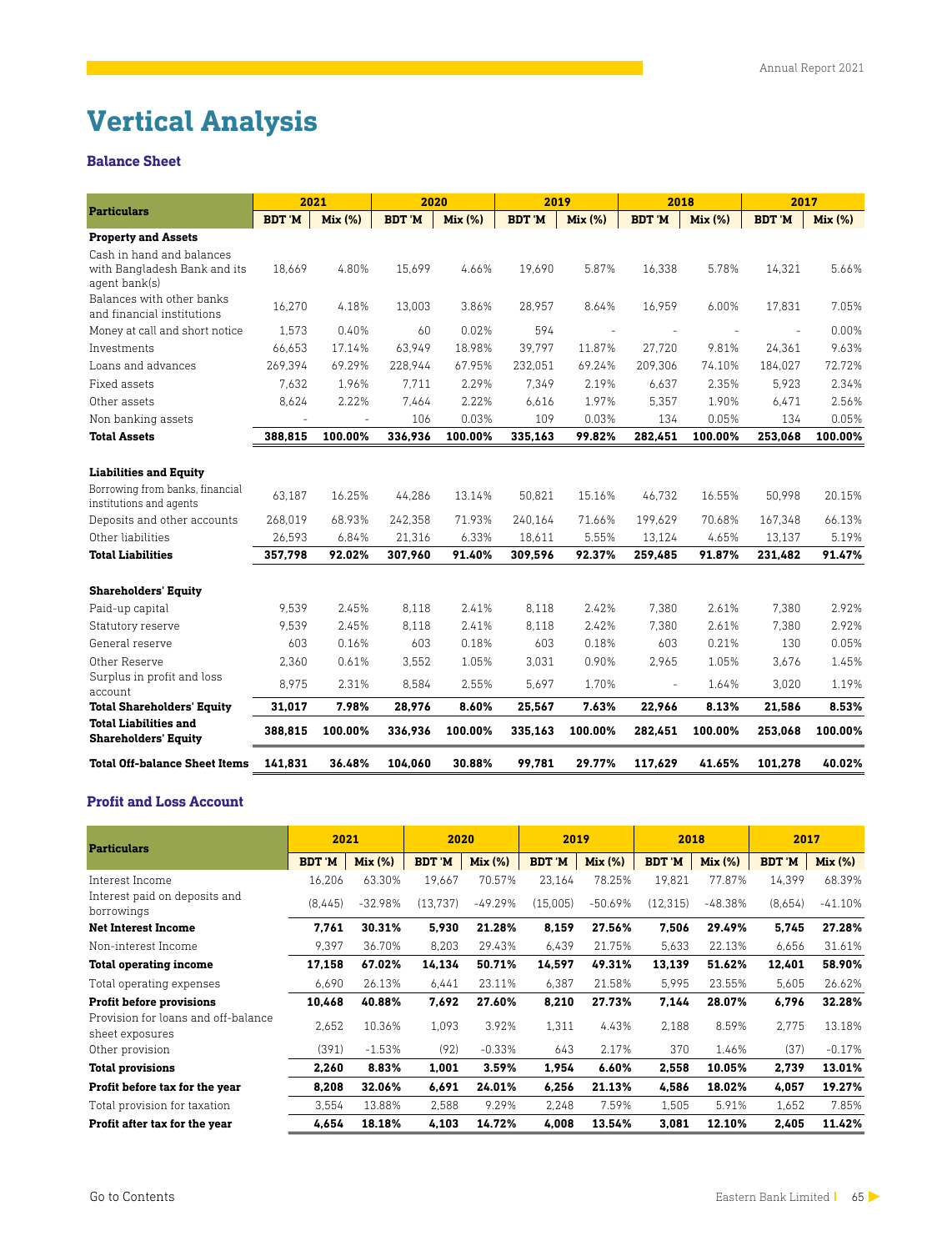# Vertical Analysis

### Balance Sheet

| Particulars | 2021 | | 2020 | | 2019 | | 2018 | | 2017 | |
|---|---|---|---|---|---|---|---|---|---|---|
| | BDT 'M | Mix (%) | BDT 'M | Mix (%) | BDT 'M | Mix (%) | BDT 'M | Mix (%) | BDT 'M | Mix (%) |
| **Property and Assets** | | | | | | | | | | |
| Cash in hand and balances with Bangladesh Bank and its agent bank(s) | 18,669 | 4.80% | 15,699 | 4.66% | 19,690 | 5.87% | 16,338 | 5.78% | 14,321 | 5.66% |
| Balances with other banks and financial institutions | 16,270 | 4.18% | 13,003 | 3.86% | 28,957 | 8.64% | 16,959 | 6.00% | 17,831 | 7.05% |
| Money at call and short notice | 1,573 | 0.40% | 60 | 0.02% | 594 | - | - | - | - | 0.00% |
| Investments | 66,653 | 17.14% | 63,949 | 18.98% | 39,797 | 11.87% | 27,720 | 9.81% | 24,361 | 9.63% |
| Loans and advances | 269,394 | 69.29% | 228,944 | 67.95% | 232,051 | 69.24% | 209,306 | 74.10% | 184,027 | 72.72% |
| Fixed assets | 7,632 | 1.96% | 7,711 | 2.29% | 7,349 | 2.19% | 6,637 | 2.35% | 5,923 | 2.34% |
| Other assets | 8,624 | 2.22% | 7,464 | 2.22% | 6,616 | 1.97% | 5,357 | 1.90% | 6,471 | 2.56% |
| Non banking assets | - | - | 106 | 0.03% | 109 | 0.03% | 134 | 0.05% | 134 | 0.05% |
| **Total Assets** | **388,815** | **100.00%** | **336,936** | **100.00%** | **335,163** | **99.82%** | **282,451** | **100.00%** | **253,068** | **100.00%** |
| **Liabilities and Equity** | | | | | | | | | | |
| Borrowing from banks, financial institutions and agents | 63,187 | 16.25% | 44,286 | 13.14% | 50,821 | 15.16% | 46,732 | 16.55% | 50,998 | 20.15% |
| Deposits and other accounts | 268,019 | 68.93% | 242,358 | 71.93% | 240,164 | 71.66% | 199,629 | 70.68% | 167,348 | 66.13% |
| Other liabilities | 26,593 | 6.84% | 21,316 | 6.33% | 18,611 | 5.55% | 13,124 | 4.65% | 13,137 | 5.19% |
| **Total Liabilities** | **357,798** | **92.02%** | **307,960** | **91.40%** | **309,596** | **92.37%** | **259,485** | **91.87%** | **231,482** | **91.47%** |
| **Shareholders' Equity** | | | | | | | | | | |
| Paid-up capital | 9,539 | 2.45% | 8,118 | 2.41% | 8,118 | 2.42% | 7,380 | 2.61% | 7,380 | 2.92% |
| Statutory reserve | 9,539 | 2.45% | 8,118 | 2.41% | 8,118 | 2.42% | 7,380 | 2.61% | 7,380 | 2.92% |
| General reserve | 603 | 0.16% | 603 | 0.18% | 603 | 0.18% | 603 | 0.21% | 130 | 0.05% |
| Other Reserve | 2,360 | 0.61% | 3,552 | 1.05% | 3,031 | 0.90% | 2,965 | 1.05% | 3,676 | 1.45% |
| Surplus in profit and loss account | 8,975 | 2.31% | 8,584 | 2.55% | 5,697 | 1.70% | - | 1.64% | 3,020 | 1.19% |
| **Total Shareholders' Equity** | **31,017** | **7.98%** | **28,976** | **8.60%** | **25,567** | **7.63%** | **22,966** | **8.13%** | **21,586** | **8.53%** |
| **Total Liabilities and Shareholders' Equity** | **388,815** | **100.00%** | **336,936** | **100.00%** | **335,163** | **100.00%** | **282,451** | **100.00%** | **253,068** | **100.00%** |
| **Total Off-balance Sheet Items** | **141,831** | **36.48%** | **104,060** | **30.88%** | **99,781** | **29.77%** | **117,629** | **41.65%** | **101,278** | **40.02%** |

### Profit and Loss Account

| Particulars | 2021 | | 2020 | | 2019 | | 2018 | | 2017 | |
|---|---|---|---|---|---|---|---|---|---|---|
| | BDT 'M | Mix (%) | BDT 'M | Mix (%) | BDT 'M | Mix (%) | BDT 'M | Mix (%) | BDT 'M | Mix (%) |
| Interest Income | 16,206 | 63.30% | 19,667 | 70.57% | 23,164 | 78.25% | 19,821 | 77.87% | 14,399 | 68.39% |
| Interest paid on deposits and borrowings | (8,445) | -32.98% | (13,737) | -49.29% | (15,005) | -50.69% | (12,315) | -48.38% | (8,654) | -41.10% |
| **Net Interest Income** | **7,761** | **30.31%** | **5,930** | **21.28%** | **8,159** | **27.56%** | **7,506** | **29.49%** | **5,745** | **27.28%** |
| Non-interest Income | 9,397 | 36.70% | 8,203 | 29.43% | 6,439 | 21.75% | 5,633 | 22.13% | 6,656 | 31.61% |
| **Total operating income** | **17,158** | **67.02%** | **14,134** | **50.71%** | **14,597** | **49.31%** | **13,139** | **51.62%** | **12,401** | **58.90%** |
| Total operating expenses | 6,690 | 26.13% | 6,441 | 23.11% | 6,387 | 21.58% | 5,995 | 23.55% | 5,605 | 26.62% |
| **Profit before provisions** | **10,468** | **40.88%** | **7,692** | **27.60%** | **8,210** | **27.73%** | **7,144** | **28.07%** | **6,796** | **32.28%** |
| Provision for loans and off-balance sheet exposures | 2,652 | 10.36% | 1,093 | 3.92% | 1,311 | 4.43% | 2,188 | 8.59% | 2,775 | 13.18% |
| Other provision | (391) | -1.53% | (92) | -0.33% | 643 | 2.17% | 370 | 1.46% | (37) | -0.17% |
| **Total provisions** | **2,260** | **8.83%** | **1,001** | **3.59%** | **1,954** | **6.60%** | **2,558** | **10.05%** | **2,739** | **13.01%** |
| **Profit before tax for the year** | **8,208** | **32.06%** | **6,691** | **24.01%** | **6,256** | **21.13%** | **4,586** | **18.02%** | **4,057** | **19.27%** |
| Total provision for taxation | 3,554 | 13.88% | 2,588 | 9.29% | 2,248 | 7.59% | 1,505 | 5.91% | 1,652 | 7.85% |
| **Profit after tax for the year** | **4,654** | **18.18%** | **4,103** | **14.72%** | **4,008** | **13.54%** | **3,081** | **12.10%** | **2,405** | **11.42%** |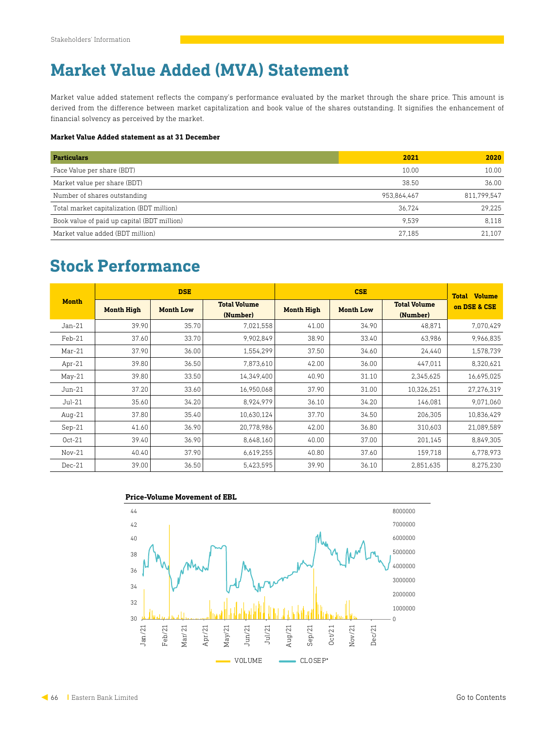# Market Value Added (MVA) Statement

Market value added statement reflects the company's performance evaluated by the market through the share price. This amount is derived from the difference between market capitalization and book value of the shares outstanding. It signifies the enhancement of financial solvency as perceived by the market.

**Market Value Added statement as at 31 December**

| Particulars | 2021 | 2020 |
|---|---|---|
| Face Value per share (BDT) | 10.00 | 10.00 |
| Market value per share (BDT) | 38.50 | 36.00 |
| Number of shares outstanding | 953,864,467 | 811,799,547 |
| Total market capitalization (BDT million) | 36,724 | 29,225 |
| Book value of paid up capital (BDT million) | 9,539 | 8,118 |
| Market value added (BDT million) | 27,185 | 21,107 |

# Stock Performance

| Month | DSE | | | CSE | | | Total Volume on DSE & CSE |
|---|---|---|---|---|---|---|---|
| | Month High | Month Low | Total Volume (Number) | Month High | Month Low | Total Volume (Number) | |
| Jan-21 | 39.90 | 35.70 | 7,021,558 | 41.00 | 34.90 | 48,871 | 7,070,429 |
| Feb-21 | 37.60 | 33.70 | 9,902,849 | 38.90 | 33.40 | 63,986 | 9,966,835 |
| Mar-21 | 37.90 | 36.00 | 1,554,299 | 37.50 | 34.60 | 24,440 | 1,578,739 |
| Apr-21 | 39.80 | 36.50 | 7,873,610 | 42.00 | 36.00 | 447,011 | 8,320,621 |
| May-21 | 39.80 | 33.50 | 14,349,400 | 40.90 | 31.10 | 2,345,625 | 16,695,025 |
| Jun-21 | 37.20 | 33.60 | 16,950,068 | 37.90 | 31.00 | 10,326,251 | 27,276,319 |
| Jul-21 | 35.60 | 34.20 | 8,924,979 | 36.10 | 34.20 | 146,081 | 9,071,060 |
| Aug-21 | 37.80 | 35.40 | 10,630,124 | 37.70 | 34.50 | 206,305 | 10,836,429 |
| Sep-21 | 41.60 | 36.90 | 20,778,986 | 42.00 | 36.80 | 310,603 | 21,089,589 |
| Oct-21 | 39.40 | 36.90 | 8,648,160 | 40.00 | 37.00 | 201,145 | 8,849,305 |
| Nov-21 | 40.40 | 37.90 | 6,619,255 | 40.80 | 37.60 | 159,718 | 6,778,973 |
| Dec-21 | 39.00 | 36.50 | 5,423,595 | 39.90 | 36.10 | 2,851,635 | 8,275,230 |

**Price-Volume Movement of EBL**

VOLUME &nbsp;&nbsp; CLOSEP*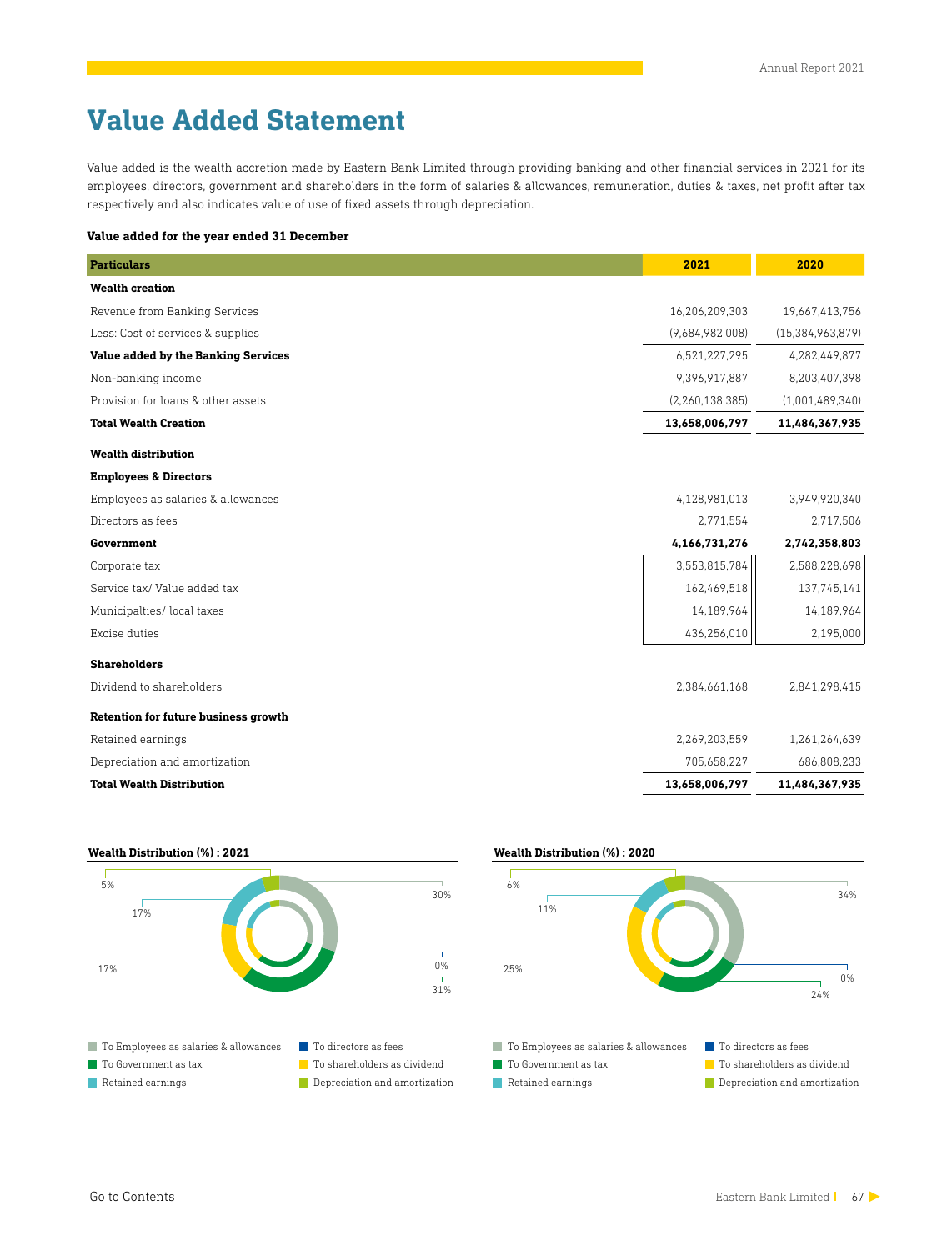# Value Added Statement

Value added is the wealth accretion made by Eastern Bank Limited through providing banking and other financial services in 2021 for its employees, directors, government and shareholders in the form of salaries & allowances, remuneration, duties & taxes, net profit after tax respectively and also indicates value of use of fixed assets through depreciation.

**Value added for the year ended 31 December**

| Particulars | 2021 | 2020 |
|---|---|---|
| **Wealth creation** | | |
| Revenue from Banking Services | 16,206,209,303 | 19,667,413,756 |
| Less: Cost of services & supplies | (9,684,982,008) | (15,384,963,879) |
| **Value added by the Banking Services** | 6,521,227,295 | 4,282,449,877 |
| Non-banking income | 9,396,917,887 | 8,203,407,398 |
| Provision for loans & other assets | (2,260,138,385) | (1,001,489,340) |
| **Total Wealth Creation** | **13,658,006,797** | **11,484,367,935** |
| **Wealth distribution** | | |
| **Employees & Directors** | | |
| Employees as salaries & allowances | 4,128,981,013 | 3,949,920,340 |
| Directors as fees | 2,771,554 | 2,717,506 |
| **Government** | **4,166,731,276** | **2,742,358,803** |
| Corporate tax | 3,553,815,784 | 2,588,228,698 |
| Service tax/ Value added tax | 162,469,518 | 137,745,141 |
| Municipalties/ local taxes | 14,189,964 | 14,189,964 |
| Excise duties | 436,256,010 | 2,195,000 |
| **Shareholders** | | |
| Dividend to shareholders | 2,384,661,168 | 2,841,298,415 |
| **Retention for future business growth** | | |
| Retained earnings | 2,269,203,559 | 1,261,264,639 |
| Depreciation and amortization | 705,658,227 | 686,808,233 |
| **Total Wealth Distribution** | **13,658,006,797** | **11,484,367,935** |

**Wealth Distribution (%) : 2021**

| Category | % |
|---|---|
| To Employees as salaries & allowances | 30% |
| To directors as fees | 0% |
| To Government as tax | 31% |
| To shareholders as dividend | 17% |
| Retained earnings | 17% |
| Depreciation and amortization | 5% |

**Wealth Distribution (%) : 2020**

| Category | % |
|---|---|
| To Employees as salaries & allowances | 34% |
| To directors as fees | 0% |
| To Government as tax | 24% |
| To shareholders as dividend | 25% |
| Retained earnings | 11% |
| Depreciation and amortization | 6% |

Go to Contents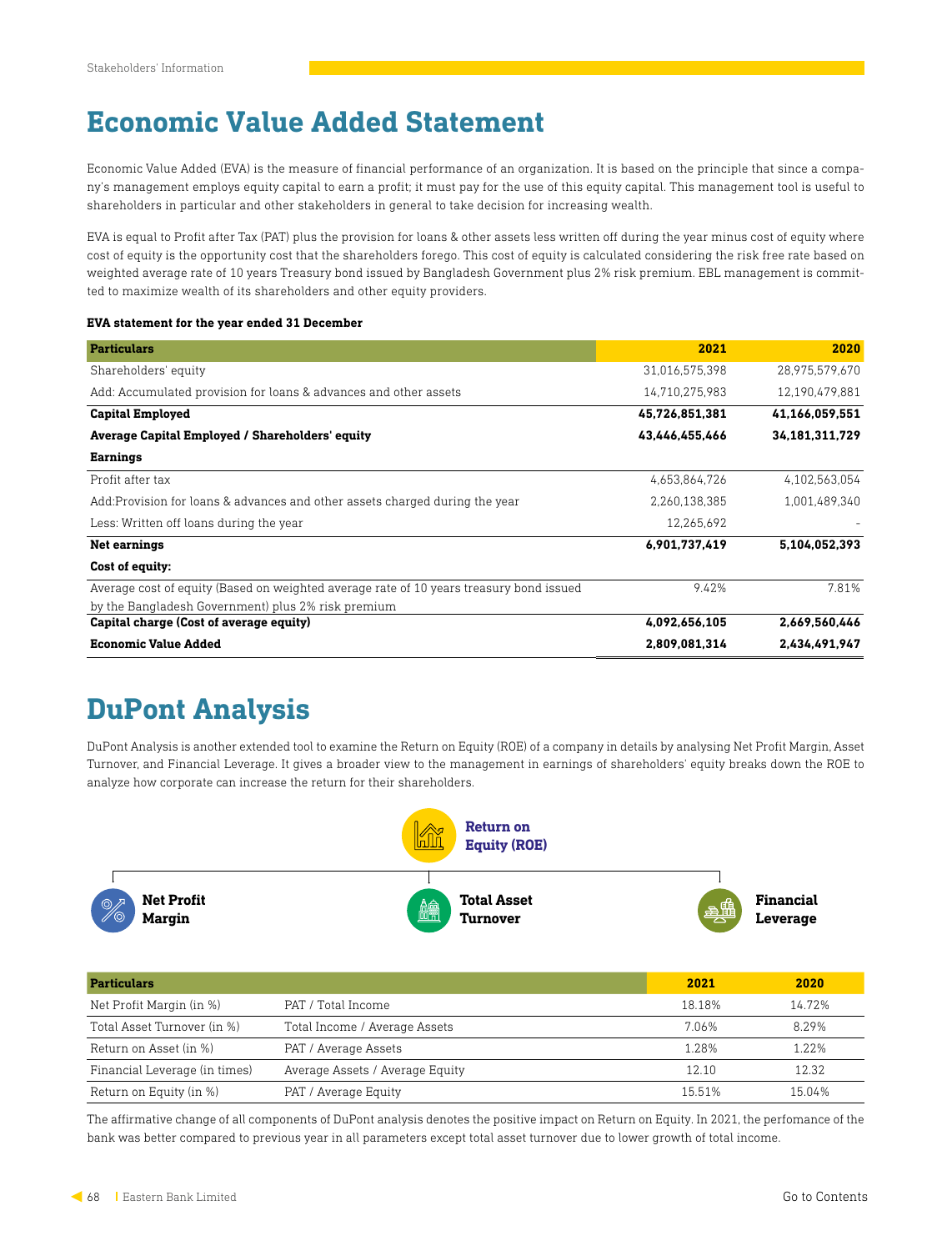# Economic Value Added Statement

Economic Value Added (EVA) is the measure of financial performance of an organization. It is based on the principle that since a company's management employs equity capital to earn a profit; it must pay for the use of this equity capital. This management tool is useful to shareholders in particular and other stakeholders in general to take decision for increasing wealth.

EVA is equal to Profit after Tax (PAT) plus the provision for loans & other assets less written off during the year minus cost of equity where cost of equity is the opportunity cost that the shareholders forego. This cost of equity is calculated considering the risk free rate based on weighted average rate of 10 years Treasury bond issued by Bangladesh Government plus 2% risk premium. EBL management is committed to maximize wealth of its shareholders and other equity providers.

**EVA statement for the year ended 31 December**

| Particulars | 2021 | 2020 |
|---|---|---|
| Shareholders' equity | 31,016,575,398 | 28,975,579,670 |
| Add: Accumulated provision for loans & advances and other assets | 14,710,275,983 | 12,190,479,881 |
| **Capital Employed** | **45,726,851,381** | **41,166,059,551** |
| **Average Capital Employed / Shareholders' equity** | **43,446,455,466** | **34,181,311,729** |
| **Earnings** | | |
| Profit after tax | 4,653,864,726 | 4,102,563,054 |
| Add:Provision for loans & advances and other assets charged during the year | 2,260,138,385 | 1,001,489,340 |
| Less: Written off loans during the year | 12,265,692 | - |
| **Net earnings** | **6,901,737,419** | **5,104,052,393** |
| **Cost of equity:** | | |
| Average cost of equity (Based on weighted average rate of 10 years treasury bond issued by the Bangladesh Government) plus 2% risk premium | 9.42% | 7.81% |
| **Capital charge (Cost of average equity)** | **4,092,656,105** | **2,669,560,446** |
| **Economic Value Added** | **2,809,081,314** | **2,434,491,947** |

# DuPont Analysis

DuPont Analysis is another extended tool to examine the Return on Equity (ROE) of a company in details by analysing Net Profit Margin, Asset Turnover, and Financial Leverage. It gives a broader view to the management in earnings of shareholders' equity breaks down the ROE to analyze how corporate can increase the return for their shareholders.

**Return on Equity (ROE)**

- **Net Profit Margin**
- **Total Asset Turnover**
- **Financial Leverage**

| Particulars | | 2021 | 2020 |
|---|---|---|---|
| Net Profit Margin (in %) | PAT / Total Income | 18.18% | 14.72% |
| Total Asset Turnover (in %) | Total Income / Average Assets | 7.06% | 8.29% |
| Return on Asset (in %) | PAT / Average Assets | 1.28% | 1.22% |
| Financial Leverage (in times) | Average Assets / Average Equity | 12.10 | 12.32 |
| Return on Equity (in %) | PAT / Average Equity | 15.51% | 15.04% |

The affirmative change of all components of DuPont analysis denotes the positive impact on Return on Equity. In 2021, the perfomance of the bank was better compared to previous year in all parameters except total asset turnover due to lower growth of total income.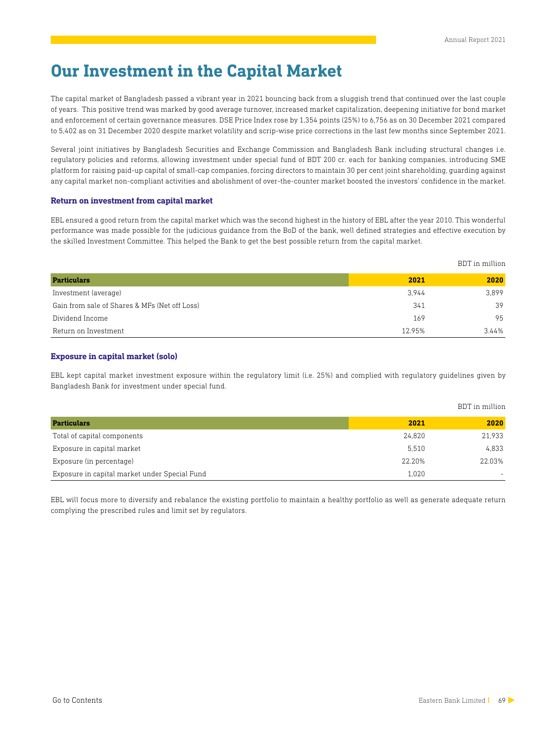# Our Investment in the Capital Market

The capital market of Bangladesh passed a vibrant year in 2021 bouncing back from a sluggish trend that continued over the last couple of years. This positive trend was marked by good average turnover, increased market capitalization, deepening initiative for bond market and enforcement of certain governance measures. DSE Price Index rose by 1,354 points (25%) to 6,756 as on 30 December 2021 compared to 5,402 as on 31 December 2020 despite market volatility and scrip-wise price corrections in the last few months since September 2021.

Several joint initiatives by Bangladesh Securities and Exchange Commission and Bangladesh Bank including structural changes i.e. regulatory policies and reforms, allowing investment under special fund of BDT 200 cr. each for banking companies, introducing SME platform for raising paid-up capital of small-cap companies, forcing directors to maintain 30 per cent joint shareholding, guarding against any capital market non-compliant activities and abolishment of over-the-counter market boosted the investors' confidence in the market.

### Return on investment from capital market

EBL ensured a good return from the capital market which was the second highest in the history of EBL after the year 2010. This wonderful performance was made possible for the judicious guidance from the BoD of the bank, well defined strategies and effective execution by the skilled Investment Committee. This helped the Bank to get the best possible return from the capital market.

BDT in million

| Particulars | 2021 | 2020 |
|---|---|---|
| Investment (average) | 3,944 | 3,899 |
| Gain from sale of Shares & MFs (Net off Loss) | 341 | 39 |
| Dividend Income | 169 | 95 |
| Return on Investment | 12.95% | 3.44% |

### Exposure in capital market (solo)

EBL kept capital market investment exposure within the regulatory limit (i.e. 25%) and complied with regulatory guidelines given by Bangladesh Bank for investment under special fund.

BDT in million

| Particulars | 2021 | 2020 |
|---|---|---|
| Total of capital components | 24,820 | 21,933 |
| Exposure in capital market | 5,510 | 4,833 |
| Exposure (in percentage) | 22.20% | 22.03% |
| Exposure in capital market under Special Fund | 1,020 | - |

EBL will focus more to diversify and rebalance the existing portfolio to maintain a healthy portfolio as well as generate adequate return complying the prescribed rules and limit set by regulators.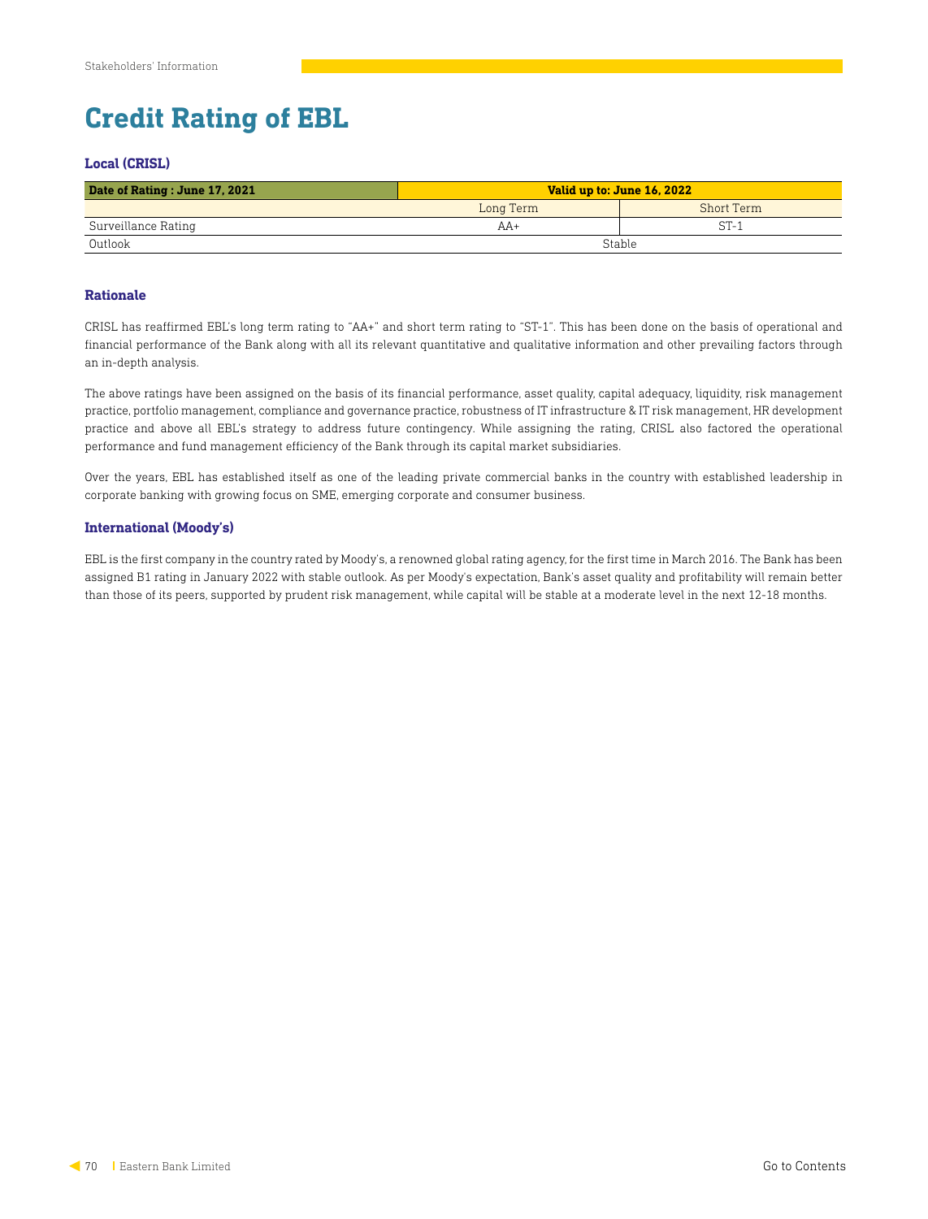# Credit Rating of EBL

### Local (CRISL)

| Date of Rating : June 17, 2021 | Valid up to: June 16, 2022 | |
|---|---|---|
| | Long Term | Short Term |
| Surveillance Rating | AA+ | ST-1 |
| Outlook | Stable | |

### Rationale

CRISL has reaffirmed EBL's long term rating to "AA+" and short term rating to "ST-1". This has been done on the basis of operational and financial performance of the Bank along with all its relevant quantitative and qualitative information and other prevailing factors through an in-depth analysis.

The above ratings have been assigned on the basis of its financial performance, asset quality, capital adequacy, liquidity, risk management practice, portfolio management, compliance and governance practice, robustness of IT infrastructure & IT risk management, HR development practice and above all EBL's strategy to address future contingency. While assigning the rating, CRISL also factored the operational performance and fund management efficiency of the Bank through its capital market subsidiaries.

Over the years, EBL has established itself as one of the leading private commercial banks in the country with established leadership in corporate banking with growing focus on SME, emerging corporate and consumer business.

### International (Moody's)

EBL is the first company in the country rated by Moody's, a renowned global rating agency, for the first time in March 2016. The Bank has been assigned B1 rating in January 2022 with stable outlook. As per Moody's expectation, Bank's asset quality and profitability will remain better than those of its peers, supported by prudent risk management, while capital will be stable at a moderate level in the next 12-18 months.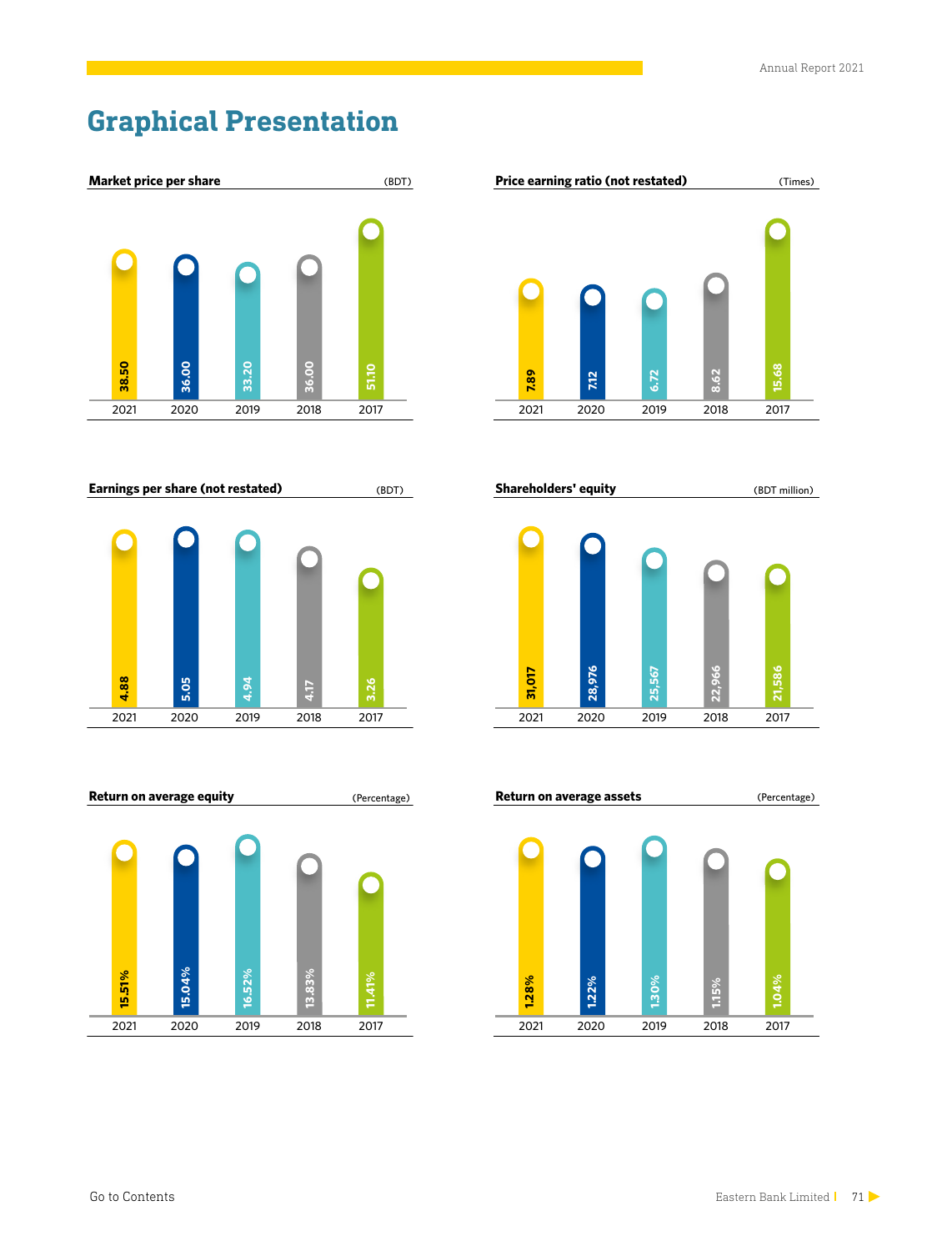# Graphical Presentation

**Market price per share** (BDT)

| 2021 | 2020 | 2019 | 2018 | 2017 |
|---|---|---|---|---|
| 38.50 | 36.00 | 33.20 | 36.00 | 51.10 |

**Price earning ratio (not restated)** (Times)

| 2021 | 2020 | 2019 | 2018 | 2017 |
|---|---|---|---|---|
| 7.89 | 7.12 | 6.72 | 8.62 | 15.68 |

**Earnings per share (not restated)** (BDT)

| 2021 | 2020 | 2019 | 2018 | 2017 |
|---|---|---|---|---|
| 4.88 | 5.05 | 4.94 | 4.17 | 3.26 |

**Shareholders' equity** (BDT million)

| 2021 | 2020 | 2019 | 2018 | 2017 |
|---|---|---|---|---|
| 31,017 | 28,976 | 25,567 | 22,966 | 21,586 |

**Return on average equity** (Percentage)

| 2021 | 2020 | 2019 | 2018 | 2017 |
|---|---|---|---|---|
| 15.51% | 15.04% | 16.52% | 13.83% | 11.41% |

**Return on average assets** (Percentage)

| 2021 | 2020 | 2019 | 2018 | 2017 |
|---|---|---|---|---|
| 1.28% | 1.22% | 1.30% | 1.15% | 1.04% |

Go to Contents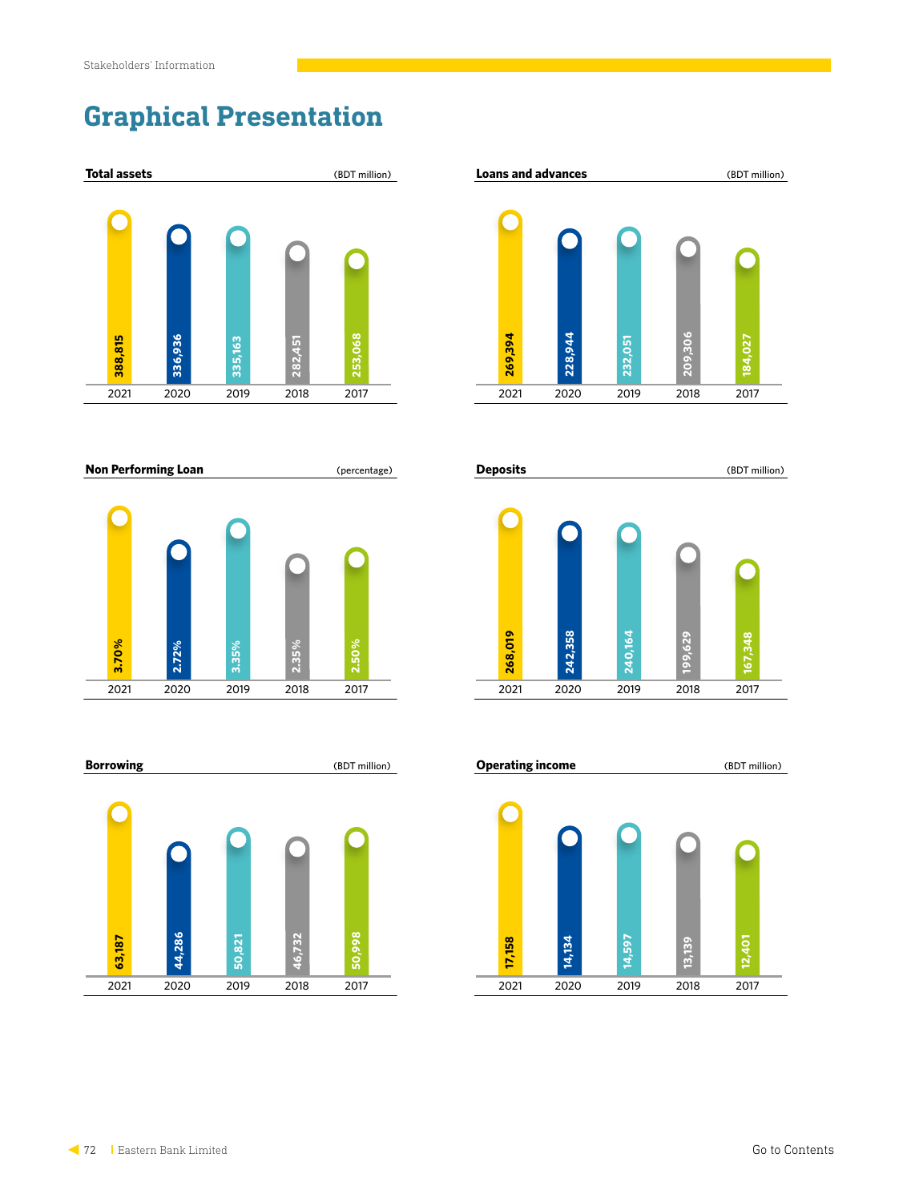# Graphical Presentation

**Total assets** (BDT million)

| 2021 | 2020 | 2019 | 2018 | 2017 |
|---|---|---|---|---|
| 388,815 | 336,936 | 335,163 | 282,451 | 253,068 |

**Loans and advances** (BDT million)

| 2021 | 2020 | 2019 | 2018 | 2017 |
|---|---|---|---|---|
| 269,394 | 228,944 | 232,051 | 209,306 | 184,027 |

**Non Performing Loan** (percentage)

| 2021 | 2020 | 2019 | 2018 | 2017 |
|---|---|---|---|---|
| 3.70% | 2.72% | 3.35% | 2.35% | 2.50% |

**Deposits** (BDT million)

| 2021 | 2020 | 2019 | 2018 | 2017 |
|---|---|---|---|---|
| 268,019 | 242,358 | 240,164 | 199,629 | 167,348 |

**Borrowing** (BDT million)

| 2021 | 2020 | 2019 | 2018 | 2017 |
|---|---|---|---|---|
| 63,187 | 44,286 | 50,821 | 46,732 | 50,998 |

**Operating income** (BDT million)

| 2021 | 2020 | 2019 | 2018 | 2017 |
|---|---|---|---|---|
| 17,158 | 14,134 | 14,597 | 13,139 | 12,401 |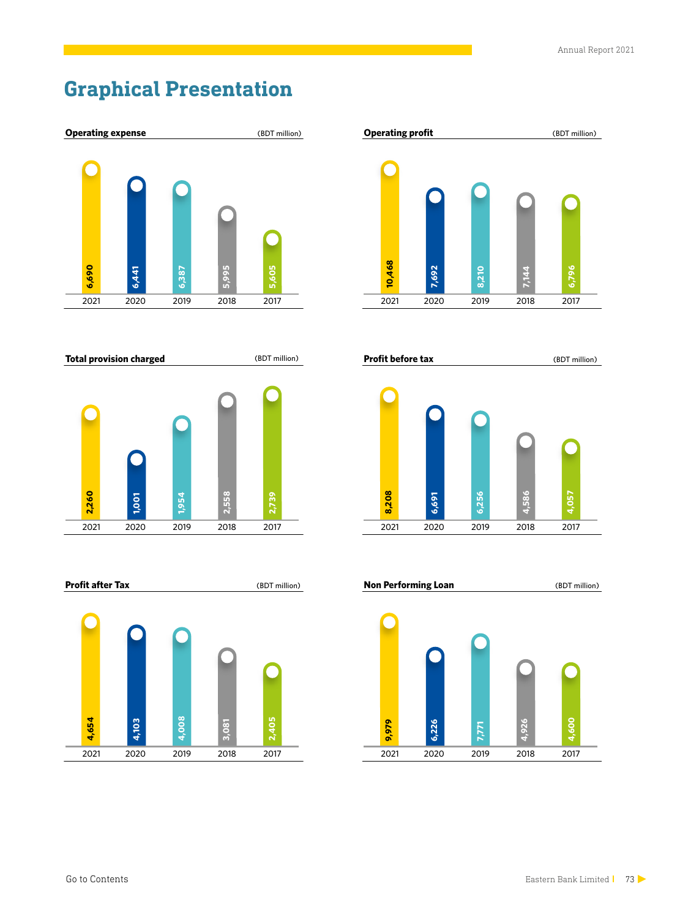# Graphical Presentation

**Operating expense** (BDT million)

| 2021 | 2020 | 2019 | 2018 | 2017 |
|---|---|---|---|---|
| 6,690 | 6,441 | 6,387 | 5,995 | 5,605 |

**Operating profit** (BDT million)

| 2021 | 2020 | 2019 | 2018 | 2017 |
|---|---|---|---|---|
| 10,468 | 7,692 | 8,210 | 7,144 | 6,796 |

**Total provision charged** (BDT million)

| 2021 | 2020 | 2019 | 2018 | 2017 |
|---|---|---|---|---|
| 2,260 | 1,001 | 1,954 | 2,558 | 2,739 |

**Profit before tax** (BDT million)

| 2021 | 2020 | 2019 | 2018 | 2017 |
|---|---|---|---|---|
| 8,208 | 6,691 | 6,256 | 4,586 | 4,057 |

**Profit after Tax** (BDT million)

| 2021 | 2020 | 2019 | 2018 | 2017 |
|---|---|---|---|---|
| 4,654 | 4,103 | 4,008 | 3,081 | 2,405 |

**Non Performing Loan** (BDT million)

| 2021 | 2020 | 2019 | 2018 | 2017 |
|---|---|---|---|---|
| 9,979 | 6,226 | 7,771 | 4,926 | 4,600 |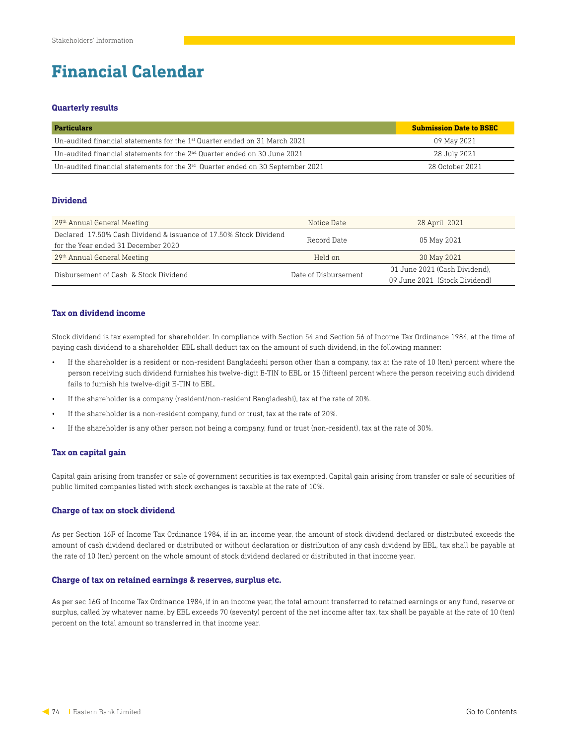# Financial Calendar

### Quarterly results

| Particulars | Submission Date to BSEC |
|---|---|
| Un-audited financial statements for the 1st Quarter ended on 31 March 2021 | 09 May 2021 |
| Un-audited financial statements for the 2nd Quarter ended on 30 June 2021 | 28 July 2021 |
| Un-audited financial statements for the 3rd Quarter ended on 30 September 2021 | 28 October 2021 |

### Dividend

| | | |
|---|---|---|
| 29th Annual General Meeting | Notice Date | 28 April 2021 |
| Declared 17.50% Cash Dividend & issuance of 17.50% Stock Dividend for the Year ended 31 December 2020 | Record Date | 05 May 2021 |
| 29th Annual General Meeting | Held on | 30 May 2021 |
| Disbursement of Cash & Stock Dividend | Date of Disbursement | 01 June 2021 (Cash Dividend), 09 June 2021 (Stock Dividend) |

### Tax on dividend income

Stock dividend is tax exempted for shareholder. In compliance with Section 54 and Section 56 of Income Tax Ordinance 1984, at the time of paying cash dividend to a shareholder, EBL shall deduct tax on the amount of such dividend, in the following manner:

- If the shareholder is a resident or non-resident Bangladeshi person other than a company, tax at the rate of 10 (ten) percent where the person receiving such dividend furnishes his twelve-digit E-TIN to EBL or 15 (fifteen) percent where the person receiving such dividend fails to furnish his twelve-digit E-TIN to EBL.
- If the shareholder is a company (resident/non-resident Bangladeshi), tax at the rate of 20%.
- If the shareholder is a non-resident company, fund or trust, tax at the rate of 20%.
- If the shareholder is any other person not being a company, fund or trust (non-resident), tax at the rate of 30%.

### Tax on capital gain

Capital gain arising from transfer or sale of government securities is tax exempted. Capital gain arising from transfer or sale of securities of public limited companies listed with stock exchanges is taxable at the rate of 10%.

### Charge of tax on stock dividend

As per Section 16F of Income Tax Ordinance 1984, if in an income year, the amount of stock dividend declared or distributed exceeds the amount of cash dividend declared or distributed or without declaration or distribution of any cash dividend by EBL, tax shall be payable at the rate of 10 (ten) percent on the whole amount of stock dividend declared or distributed in that income year.

### Charge of tax on retained earnings & reserves, surplus etc.

As per sec 16G of Income Tax Ordinance 1984, if in an income year, the total amount transferred to retained earnings or any fund, reserve or surplus, called by whatever name, by EBL exceeds 70 (seventy) percent of the net income after tax, tax shall be payable at the rate of 10 (ten) percent on the total amount so transferred in that income year.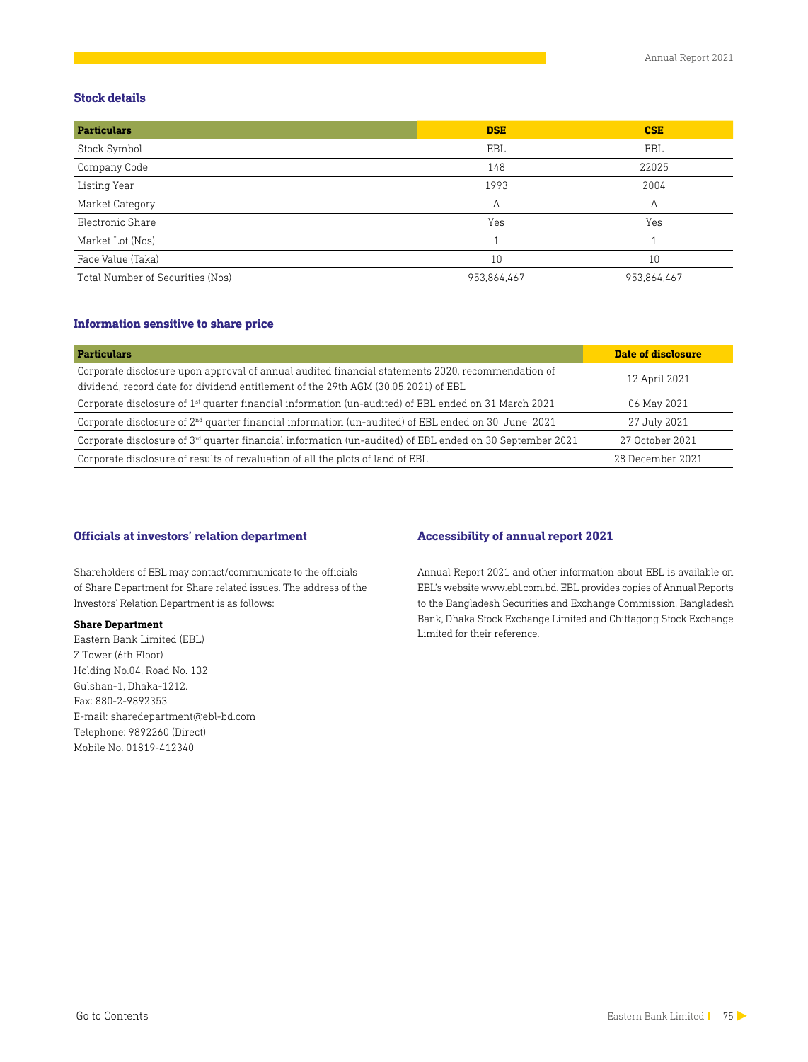## Stock details

| Particulars | DSE | CSE |
|---|---|---|
| Stock Symbol | EBL | EBL |
| Company Code | 148 | 22025 |
| Listing Year | 1993 | 2004 |
| Market Category | A | A |
| Electronic Share | Yes | Yes |
| Market Lot (Nos) | 1 | 1 |
| Face Value (Taka) | 10 | 10 |
| Total Number of Securities (Nos) | 953,864,467 | 953,864,467 |

## Information sensitive to share price

| Particulars | Date of disclosure |
|---|---|
| Corporate disclosure upon approval of annual audited financial statements 2020, recommendation of dividend, record date for dividend entitlement of the 29th AGM (30.05.2021) of EBL | 12 April 2021 |
| Corporate disclosure of 1st quarter financial information (un-audited) of EBL ended on 31 March 2021 | 06 May 2021 |
| Corporate disclosure of 2nd quarter financial information (un-audited) of EBL ended on 30 June 2021 | 27 July 2021 |
| Corporate disclosure of 3rd quarter financial information (un-audited) of EBL ended on 30 September 2021 | 27 October 2021 |
| Corporate disclosure of results of revaluation of all the plots of land of EBL | 28 December 2021 |

## Officials at investors' relation department

Shareholders of EBL may contact/communicate to the officials of Share Department for Share related issues. The address of the Investors' Relation Department is as follows:

**Share Department**
Eastern Bank Limited (EBL)
Z Tower (6th Floor)
Holding No.04, Road No. 132
Gulshan-1, Dhaka-1212.
Fax: 880-2-9892353
E-mail: sharedepartment@ebl-bd.com
Telephone: 9892260 (Direct)
Mobile No. 01819-412340

## Accessibility of annual report 2021

Annual Report 2021 and other information about EBL is available on EBL's website www.ebl.com.bd. EBL provides copies of Annual Reports to the Bangladesh Securities and Exchange Commission, Bangladesh Bank, Dhaka Stock Exchange Limited and Chittagong Stock Exchange Limited for their reference.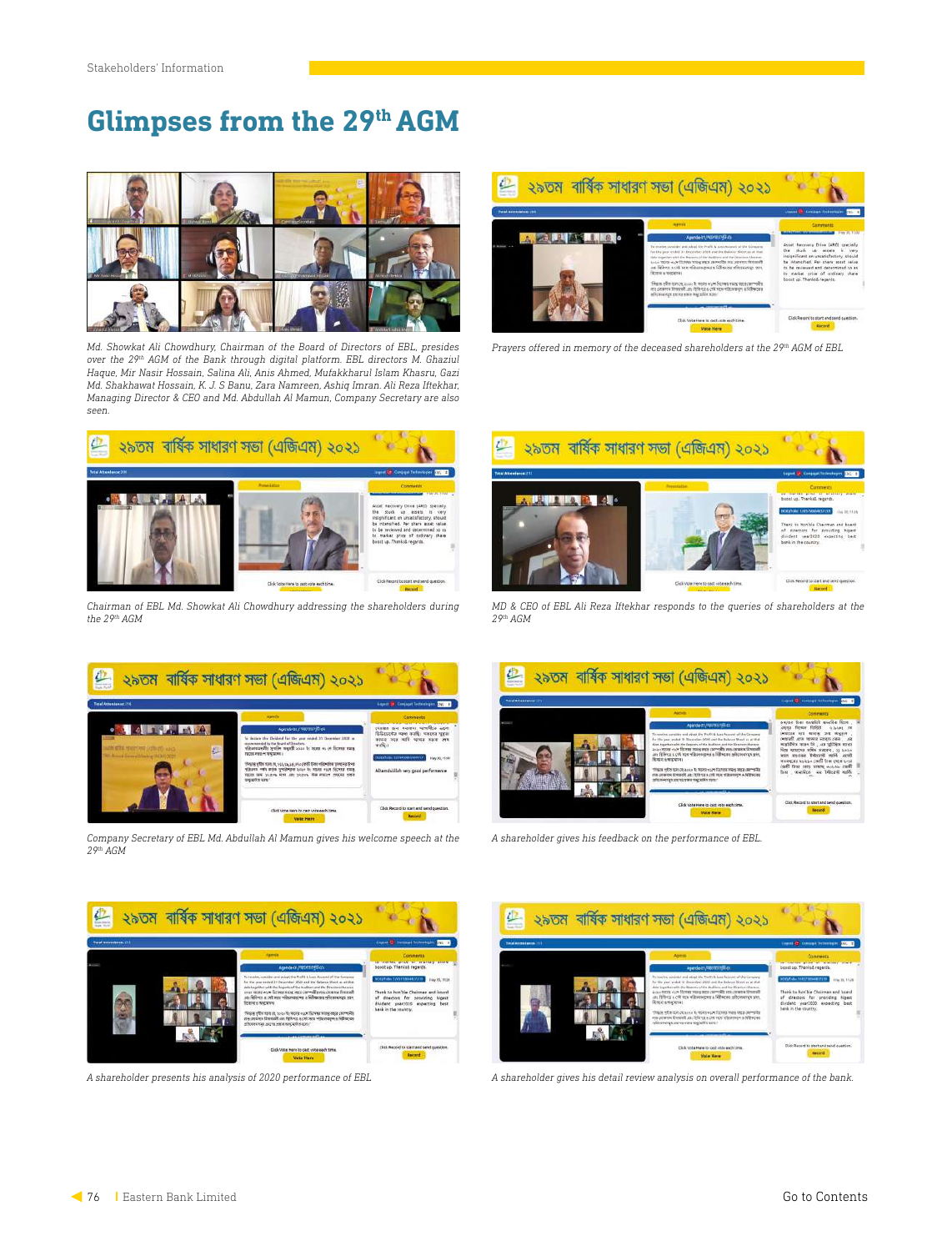# Glimpses from the 29th AGM

*Md. Showkat Ali Chowdhury, Chairman of the Board of Directors of EBL, presides over the 29th AGM of the Bank through digital platform. EBL directors M. Ghaziul Haque, Mir Nasir Hossain, Salina Ali, Anis Ahmed, Mufakkharul Islam Khasru, Gazi Md. Shakhawat Hossain, K. J. S Banu, Zara Namreen, Ashiq Imran. Ali Reza Iftekhar, Managing Director & CEO and Md. Abdullah Al Mamun, Company Secretary are also seen.*

*Prayers offered in memory of the deceased shareholders at the 29th AGM of EBL*

*Chairman of EBL Md. Showkat Ali Chowdhury addressing the shareholders during the 29th AGM*

*MD & CEO of EBL Ali Reza Iftekhar responds to the queries of shareholders at the 29th AGM*

*Company Secretary of EBL Md. Abdullah Al Mamun gives his welcome speech at the 29th AGM*

*A shareholder gives his feedback on the performance of EBL.*

*A shareholder presents his analysis of 2020 performance of EBL*

*A shareholder gives his detail review analysis on overall performance of the bank.*